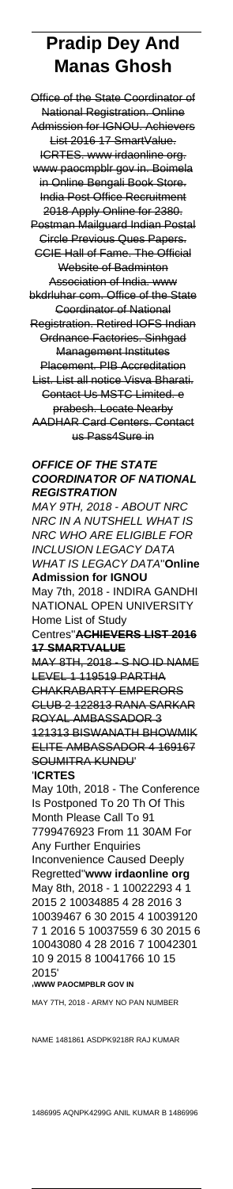# Pradip Dey And Manas Ghosh

Office of the State Coordinator of National Registration. Online Admission for IGNOU. Achievers List 2016 17 SmartValue. ICRTES. www irdaonline org. www paocmpblr gov in. Boimela in Online Bengali Book Store. India Post Office Recruitment 2018 Apply Online for 2380. Postman Mailguard Indian Postal Circle Previous Ques Papers. CCIE Hall of Fame. The Official Website of Badminton Association of India. www bkdrluhar com. Office of the State Coordinator of National Registration. Retired IOFS Indian Ordnance Factories. Sinhgad Management Institutes Placement. PIB Accreditation List. List all notice Visva Bharati. Contact Us MSTC Limited. e prabesh. Locate Nearby AADHAR Card Centers. Contact us Pass4Sure in

## OFFICE OF THE STATE COORDINATOR OF NATIONAL REGISTRATION

*MAY 9TH, 2018 - ABOUT NRC NRC IN A NUTSHELL WHAT IS NRC WHO ARE ELIGIBLE FOR INCLUSION LEGACY DATA WHAT IS LEGACY DATA*''**Online Admission for IGNOU**

May 7th, 2018 - INDIRA GANDHI NATIONAL OPEN UNIVERSITY Home List of Study Centres''**ACHIEVERS LIST 2016 17 SMARTVALUE**

MAY 8TH, 2018 - S NO ID NAME LEVEL 1 119519 PARTHA CHAKRABARTY EMPERORS CLUB 2 122813 RANA SARKAR ROYAL AMBASSADOR 3 121313 BISWANATH BHOWMIK ELITE AMBASSADOR 4 169167 SOUMITRA KUNDU'

'**ICRTES**

May 10th, 2018 - The Conference Is Postponed To 20 Th Of This Month Please Call To 91 7799476923 From 11 30AM For Any Further Enquiries Inconvenience Caused Deeply Regretted''**www irdaonline org**

May 8th, 2018 - 1 10022293 4 1 2015 2 10034885 4 28 2016 3 10039467 6 30 2015 4 10039120 7 1 2016 5 10037559 6 30 2015 6 10043080 4 28 2016 7 10042301 10 9 2015 8 10041766 10 15 2015'

'**WWW PAOCMPBLR GOV IN**

MAY 7TH, 2018 - ARMY NO PAN NUMBER NAME 1481861 ASDPK9218R RAJ KUMAR 1486995 AQNPK4299G ANIL KUMAR B 1486996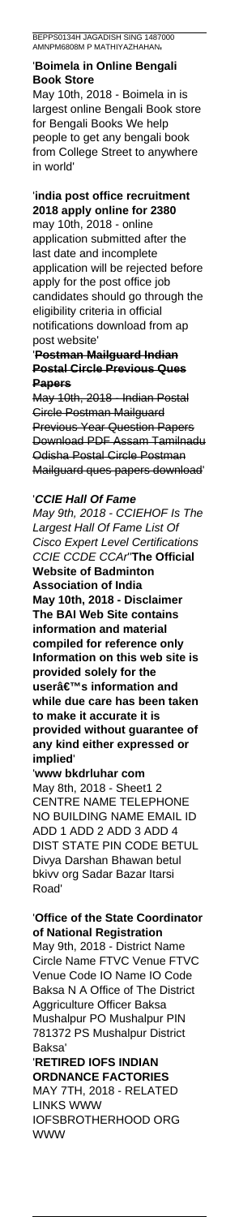BEPPS0134H JAGADISH SING 1487000 AMNPM6808M P MATHIYAZHAHAN'

'**Boimela in Online Bengali Book Store**
May 10th, 2018 - Boimela in is largest online Bengali Book store for Bengali Books We help people to get any bengali book from College Street to anywhere in world'

'**india post office recruitment 2018 apply online for 2380**
may 10th, 2018 - online application submitted after the last date and incomplete application will be rejected before apply for the post office job candidates should go through the eligibility criteria in official notifications download from ap post website'

'~~**Postman Mailguard Indian Postal Circle Previous Ques Papers**~~
~~May 10th, 2018 - Indian Postal Circle Postman Mailguard Previous Year Question Papers Download PDF Assam Tamilnadu Odisha Postal Circle Postman Mailguard ques papers download~~'

'***CCIE Hall Of Fame***
*May 9th, 2018 - CCIEHOF Is The Largest Hall Of Fame List Of Cisco Expert Level Certifications CCIE CCDE CCAr*''**The Official Website of Badminton Association of India**
**May 10th, 2018 - Disclaimer The BAI Web Site contains information and material compiled for reference only Information on this web site is provided solely for the user's information and while due care has been taken to make it accurate it is provided without guarantee of any kind either expressed or implied**'

'**www bkdrluhar com**
May 8th, 2018 - Sheet1 2 CENTRE NAME TELEPHONE NO BUILDING NAME EMAIL ID ADD 1 ADD 2 ADD 3 ADD 4 DIST STATE PIN CODE BETUL Divya Darshan Bhawan betul bkivv org Sadar Bazar Itarsi Road'

'**Office of the State Coordinator of National Registration**
May 9th, 2018 - District Name Circle Name FTVC Venue FTVC Venue Code IO Name IO Code Baksa N A Office of The District Aggriculture Officer Baksa Mushalpur PO Mushalpur PIN 781372 PS Mushalpur District Baksa'

'**RETIRED IOFS INDIAN ORDNANCE FACTORIES**
MAY 7TH, 2018 - RELATED LINKS WWW IOFSBROTHERHOOD ORG WWW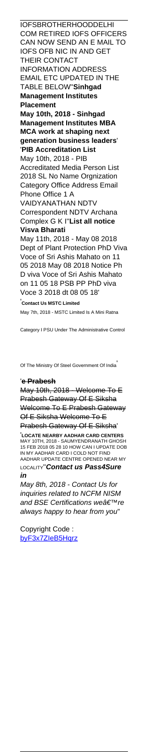IOFSBROTHERHOODDELHI COM RETIRED IOFS OFFICERS CAN NOW SEND AN E MAIL TO IOFS OFB NIC IN AND GET THEIR CONTACT INFORMATION ADDRESS EMAIL ETC UPDATED IN THE TABLE BELOW''**Sinhgad Management Institutes Placement**

**May 10th, 2018 - Sinhgad Management Institutes MBA MCA work at shaping next generation business leaders**'

'**PIB Accreditation List**

May 10th, 2018 - PIB Accreditated Media Person List 2018 SL No Name Orgnization Category Office Address Email Phone Office 1 A VAIDYANATHAN NDTV Correspondent NDTV Archana Complex G K I''**List all notice Visva Bharati**

May 11th, 2018 - May 08 2018 Dept of Plant Protection PhD Viva Voce of Sri Ashis Mahato on 11 05 2018 May 08 2018 Notice Ph D viva Voce of Sri Ashis Mahato on 11 05 18 PSB PP PhD viva Voce 3 2018 dt 08 05 18'

'**Contact Us MSTC Limited**

May 7th, 2018 - MSTC Limited Is A Mini Ratna Category I PSU Under The Administrative Control Of The Ministry Of Steel Government Of India'

'**e Prabesh**

~~May 10th, 2018 - Welcome To E Prabesh Gateway Of E Siksha Welcome To E Prabesh Gateway Of E Siksha Welcome To E Prabesh Gateway Of E Siksha~~'

'**LOCATE NEARBY AADHAR CARD CENTERS**

MAY 10TH, 2018 - SAUMYENDRANATH GHOSH 15 FEB 2018 05 28 10 HOW CAN I UPDATE DOB IN MY AADHAR CARD I COLD NOT FIND AADHAR UPDATE CENTRE OPENED NEAR MY LOCALITY''***Contact us Pass4Sure in***

*May 8th, 2018 - Contact Us for inquiries related to NCFM NISM and BSE Certifications we’re always happy to hear from you*''

Copyright Code : byF3x7ZIeB5Hqrz